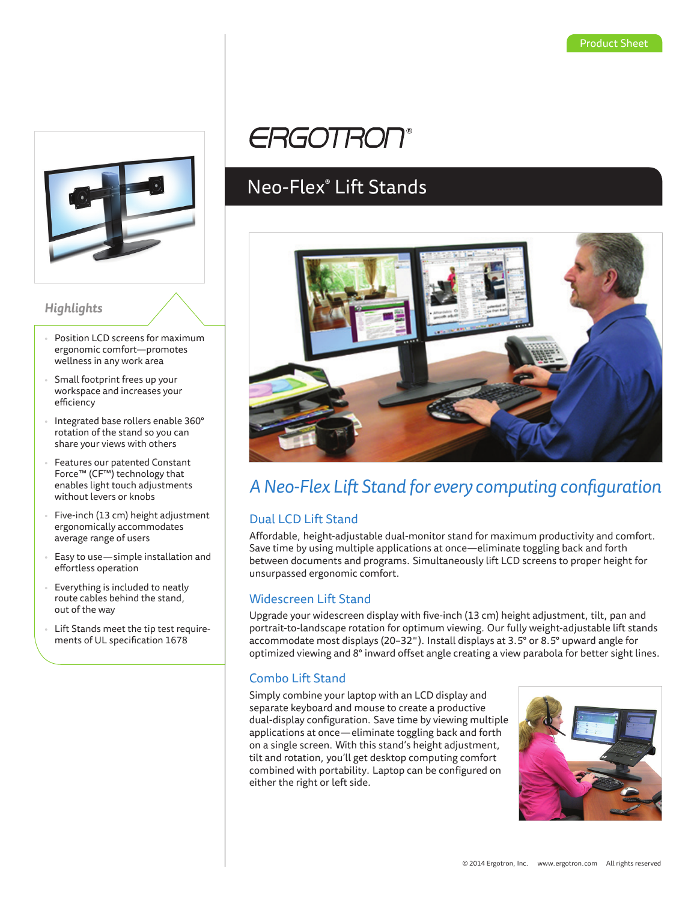Product Sheet

ERGOTRON®

# Neo-Flex® Lift Stands

## *A Neo-Flex Lift Stand for every computing configuration*

### Dual LCD Lift Stand

Affordable, height-adjustable dual-monitor stand for maximum productivity and comfort. Save time by using multiple applications at once—eliminate toggling back and forth between documents and programs. Simultaneously lift LCD screens to proper height for unsurpassed ergonomic comfort.

### Widescreen Lift Stand

Upgrade your widescreen display with five-inch (13 cm) height adjustment, tilt, pan and portrait-to-landscape rotation for optimum viewing. Our fully weight-adjustable lift stands accommodate most displays (20–32"). Install displays at 3.5° or 8.5° upward angle for optimized viewing and 8° inward offset angle creating a view parabola for better sight lines.

### Combo Lift Stand

Simply combine your laptop with an LCD display and separate keyboard and mouse to create a productive dual-display configuration. Save time by viewing multiple applications at once—eliminate toggling back and forth on a single screen. With this stand's height adjustment, tilt and rotation, you'll get desktop computing comfort combined with portability. Laptop can be configured on either the right or left side.

### *Highlights*

- Position LCD screens for maximum ergonomic comfort—promotes wellness in any work area
- Small footprint frees up your workspace and increases your efficiency
- Integrated base rollers enable 360° rotation of the stand so you can share your views with others
- Features our patented Constant Force™ (CF™) technology that enables light touch adjustments without levers or knobs
- Five-inch (13 cm) height adjustment ergonomically accommodates average range of users
- Easy to use—simple installation and effortless operation
- Everything is included to neatly route cables behind the stand, out of the way
- Lift Stands meet the tip test requirements of UL specification 1678

© 2014 Ergotron, Inc. www.ergotron.com All rights reserved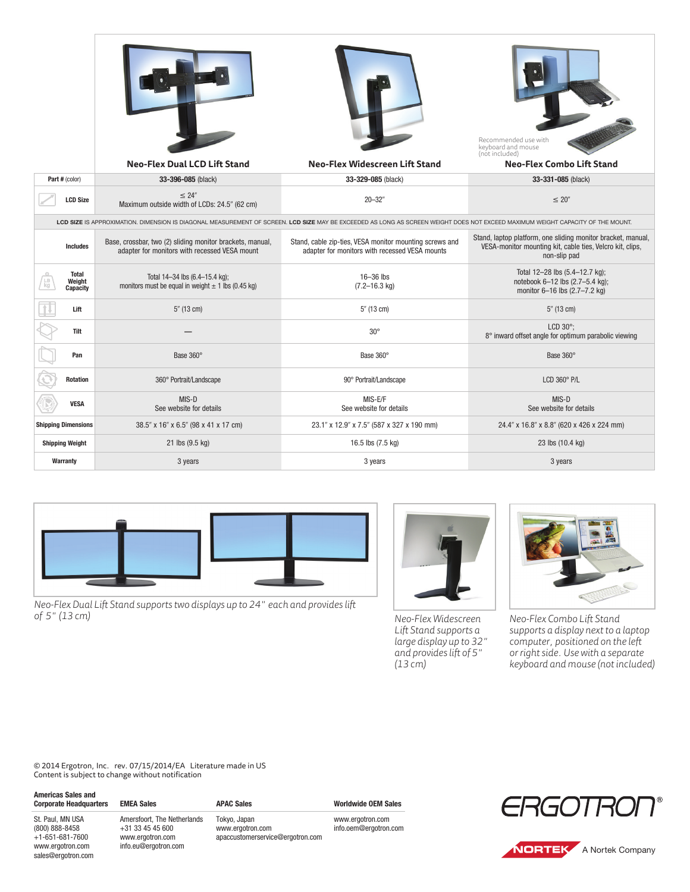| | Neo-Flex Dual LCD Lift Stand | Neo-Flex Widescreen Lift Stand | Neo-Flex Combo Lift Stand |
|---|---|---|---|
| **Part #** (color) | **33-396-085** (black) | **33-329-085** (black) | **33-331-085** (black) |
| **LCD Size** | ≤ 24″<br>Maximum outside width of LCDs: 24.5″ (62 cm) | 20–32″ | ≤ 20″ |
| **LCD SIZE** IS APPROXIMATION. DIMENSION IS DIAGONAL MEASUREMENT OF SCREEN. **LCD SIZE** MAY BE EXCEEDED AS LONG AS SCREEN WEIGHT DOES NOT EXCEED MAXIMUM WEIGHT CAPACITY OF THE MOUNT. | | | |
| **Includes** | Base, crossbar, two (2) sliding monitor brackets, manual, adapter for monitors with recessed VESA mount | Stand, cable zip-ties, VESA monitor mounting screws and adapter for monitors with recessed VESA mounts | Stand, laptop platform, one sliding monitor bracket, manual, VESA-monitor mounting kit, cable ties, Velcro kit, clips, non-slip pad |
| **Total Weight Capacity** | Total 14–34 lbs (6.4–15.4 kg);<br>monitors must be equal in weight ± 1 lbs (0.45 kg) | 16–36 lbs<br>(7.2–16.3 kg) | Total 12–28 lbs (5.4–12.7 kg);<br>notebook 6–12 lbs (2.7–5.4 kg);<br>monitor 6–16 lbs (2.7–7.2 kg) |
| **Lift** | 5″ (13 cm) | 5″ (13 cm) | 5″ (13 cm) |
| **Tilt** | — | 30° | LCD 30°;<br>8° inward offset angle for optimum parabolic viewing |
| **Pan** | Base 360° | Base 360° | Base 360° |
| **Rotation** | 360° Portrait/Landscape | 90° Portrait/Landscape | LCD 360° P/L |
| **VESA** | MIS-D<br>See website for details | MIS-E/F<br>See website for details | MIS-D<br>See website for details |
| **Shipping Dimensions** | 38.5″ x 16″ x 6.5″ (98 x 41 x 17 cm) | 23.1″ x 12.9″ x 7.5″ (587 x 327 x 190 mm) | 24.4″ x 16.8″ x 8.8″ (620 x 426 x 224 mm) |
| **Shipping Weight** | 21 lbs (9.5 kg) | 16.5 lbs (7.5 kg) | 23 lbs (10.4 kg) |
| **Warranty** | 3 years | 3 years | 3 years |

Recommended use with keyboard and mouse (not included)

*Neo-Flex Dual Lift Stand supports two displays up to 24″ each and provides lift of 5″ (13 cm)*

*Neo-Flex Widescreen Lift Stand supports a large display up to 32″ and provides lift of 5″ (13 cm)*

*Neo-Flex Combo Lift Stand supports a display next to a laptop computer, positioned on the left or right side. Use with a separate keyboard and mouse (not included)*

© 2014 Ergotron, Inc. rev. 07/15/2014/EA Literature made in US
Content is subject to change without notification

| Americas Sales and Corporate Headquarters | EMEA Sales | APAC Sales | Worldwide OEM Sales |
|---|---|---|---|
| St. Paul, MN USA<br>(800) 888-8458<br>+1-651-681-7600<br>www.ergotron.com<br>sales@ergotron.com | Amersfoort, The Netherlands<br>+31 33 45 45 600<br>www.ergotron.com<br>info.eu@ergotron.com | Tokyo, Japan<br>www.ergotron.com<br>apaccustomerservice@ergotron.com | www.ergotron.com<br>info.oem@ergotron.com |

ERGOTRON®

NORTEK A Nortek Company